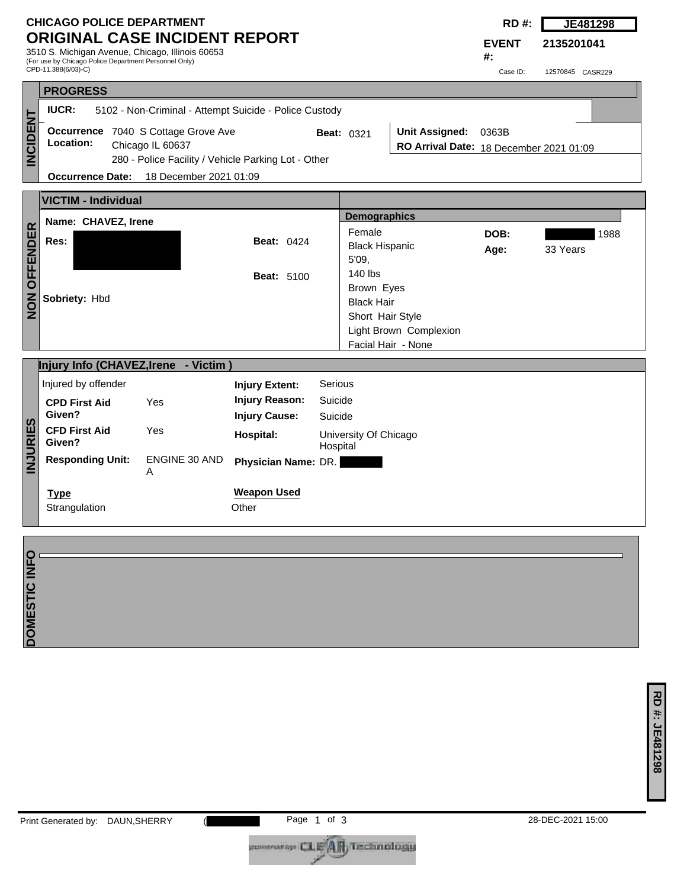# CHICAGO POLICE DEPARTMENT
## ORIGINAL CASE INCIDENT REPORT

3510 S. Michigan Avenue, Chicago, Illinois 60653
(For use by Chicago Police Department Personnel Only)
CPD-11.388(6/03)-C)

**RD #:** JE481298
**EVENT #:** 2135201041
Case ID: 12570845 CASR229

## INCIDENT

### PROGRESS

**IUCR:** 5102 - Non-Criminal - Attempt Suicide - Police Custody

**Occurrence Location:** 7040 S Cottage Grove Ave
Chicago IL 60637
280 - Police Facility / Vehicle Parking Lot - Other

**Beat:** 0321

**Unit Assigned:** 0363B
**RO Arrival Date:** 18 December 2021 01:09

**Occurrence Date:** 18 December 2021 01:09

## NON OFFENDER

### VICTIM - Individual

**Name:** CHAVEZ, Irene

**Res:** [REDACTED]

**Beat:** 0424

**Beat:** 5100

**Sobriety:** Hbd

**Demographics**

Female
Black Hispanic
5'09,
140 lbs
Brown Eyes
Black Hair
Short Hair Style
Light Brown Complexion
Facial Hair - None

**DOB:** [REDACTED] 1988
**Age:** 33 Years

## INJURIES

### Injury Info (CHAVEZ,Irene - Victim )

Injured by offender

**CPD First Aid Given?** Yes
**CFD First Aid Given?** Yes
**Responding Unit:** ENGINE 30 AND A

**Injury Extent:** Serious
**Injury Reason:** Suicide
**Injury Cause:** Suicide
**Hospital:** University Of Chicago Hospital
**Physician Name:** DR. [REDACTED]

| Type | Weapon Used |
|---|---|
| Strangulation | Other |

## DOMESTIC INFO

Print Generated by: DAUN,SHERRY ([REDACTED]

28-DEC-2021 15:00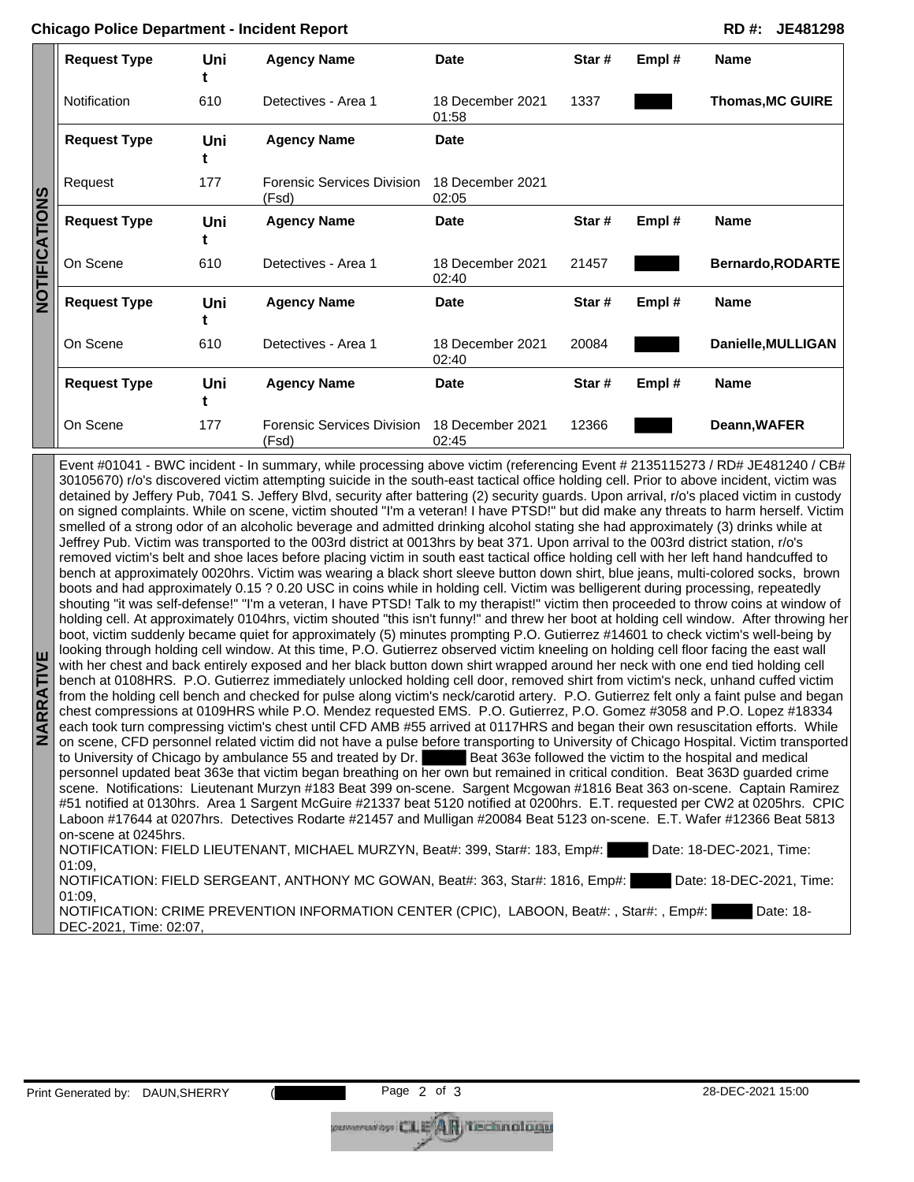**Chicago Police Department - Incident Report** **RD #: JE481298**

## NOTIFICATIONS

| Request Type | Unit | Agency Name | Date | Star # | Empl # | Name |
|---|---|---|---|---|---|---|
| Notification | 610 | Detectives - Area 1 | 18 December 2021 01:58 | 1337 | | **Thomas,MC GUIRE** |

| Request Type | Unit | Agency Name | Date |
|---|---|---|---|
| Request | 177 | Forensic Services Division (Fsd) | 18 December 2021 02:05 |

| Request Type | Unit | Agency Name | Date | Star # | Empl # | Name |
|---|---|---|---|---|---|---|
| On Scene | 610 | Detectives - Area 1 | 18 December 2021 02:40 | 21457 | | **Bernardo,RODARTE** |

| Request Type | Unit | Agency Name | Date | Star # | Empl # | Name |
|---|---|---|---|---|---|---|
| On Scene | 610 | Detectives - Area 1 | 18 December 2021 02:40 | 20084 | | **Danielle,MULLIGAN** |

| Request Type | Unit | Agency Name | Date | Star # | Empl # | Name |
|---|---|---|---|---|---|---|
| On Scene | 177 | Forensic Services Division (Fsd) | 18 December 2021 02:45 | 12366 | | **Deann,WAFER** |

## NARRATIVE

Event #01041 - BWC incident - In summary, while processing above victim (referencing Event # 2135115273 / RD# JE481240 / CB# 30105670) r/o's discovered victim attempting suicide in the south-east tactical office holding cell. Prior to above incident, victim was detained by Jeffery Pub, 7041 S. Jeffery Blvd, security after battering (2) security guards. Upon arrival, r/o's placed victim in custody on signed complaints. While on scene, victim shouted "I'm a veteran! I have PTSD!" but did make any threats to harm herself. Victim smelled of a strong odor of an alcoholic beverage and admitted drinking alcohol stating she had approximately (3) drinks while at Jeffrey Pub. Victim was transported to the 003rd district at 0013hrs by beat 371. Upon arrival to the 003rd district station, r/o's removed victim's belt and shoe laces before placing victim in south east tactical office holding cell with her left hand handcuffed to bench at approximately 0020hrs. Victim was wearing a black short sleeve button down shirt, blue jeans, multi-colored socks, brown boots and had approximately 0.15 ? 0.20 USC in coins while in holding cell. Victim was belligerent during processing, repeatedly shouting "it was self-defense!" "I'm a veteran, I have PTSD! Talk to my therapist!" victim then proceeded to throw coins at window of holding cell. At approximately 0104hrs, victim shouted "this isn't funny!" and threw her boot at holding cell window. After throwing her boot, victim suddenly became quiet for approximately (5) minutes prompting P.O. Gutierrez #14601 to check victim's well-being by looking through holding cell window. At this time, P.O. Gutierrez observed victim kneeling on holding cell floor facing the east wall with her chest and back entirely exposed and her black button down shirt wrapped around her neck with one end tied holding cell bench at 0108HRS. P.O. Gutierrez immediately unlocked holding cell door, removed shirt from victim's neck, unhand cuffed victim from the holding cell bench and checked for pulse along victim's neck/carotid artery. P.O. Gutierrez felt only a faint pulse and began chest compressions at 0109HRS while P.O. Mendez requested EMS. P.O. Gutierrez, P.O. Gomez #3058 and P.O. Lopez #18334 each took turn compressing victim's chest until CFD AMB #55 arrived at 0117HRS and began their own resuscitation efforts. While on scene, CFD personnel related victim did not have a pulse before transporting to University of Chicago Hospital. Victim transported to University of Chicago by ambulance 55 and treated by Dr. [REDACTED] Beat 363e followed the victim to the hospital and medical personnel updated beat 363e that victim began breathing on her own but remained in critical condition. Beat 363D guarded crime scene. Notifications: Lieutenant Murzyn #183 Beat 399 on-scene. Sargent Mcgowan #1816 Beat 363 on-scene. Captain Ramirez #51 notified at 0130hrs. Area 1 Sargent McGuire #21337 beat 5120 notified at 0200hrs. E.T. requested per CW2 at 0205hrs. CPIC Laboon #17644 at 0207hrs. Detectives Rodarte #21457 and Mulligan #20084 Beat 5123 on-scene. E.T. Wafer #12366 Beat 5813 on-scene at 0245hrs.

NOTIFICATION: FIELD LIEUTENANT, MICHAEL MURZYN, Beat#: 399, Star#: 183, Emp#: [REDACTED] Date: 18-DEC-2021, Time: 01:09,

NOTIFICATION: FIELD SERGEANT, ANTHONY MC GOWAN, Beat#: 363, Star#: 1816, Emp#: [REDACTED] Date: 18-DEC-2021, Time: 01:09,

NOTIFICATION: CRIME PREVENTION INFORMATION CENTER (CPIC), LABOON, Beat#: , Star#: , Emp#: [REDACTED] Date: 18-DEC-2021, Time: 02:07,

Print Generated by: DAUN,SHERRY 28-DEC-2021 15:00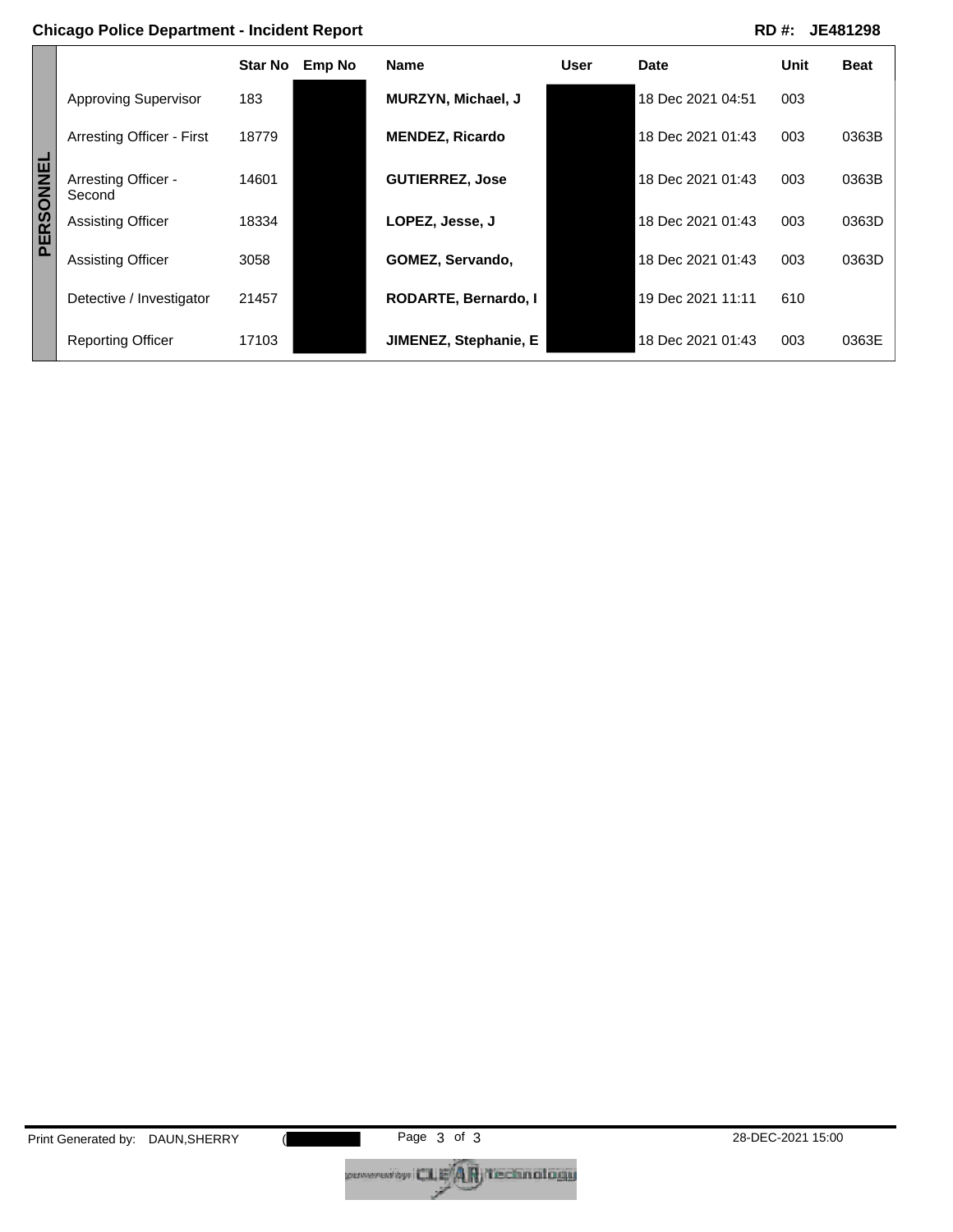**Chicago Police Department - Incident Report** **RD #: JE481298**

| PERSONNEL | Star No | Emp No | Name | User | Date | Unit | Beat |
|---|---|---|---|---|---|---|---|
| Approving Supervisor | 183 | | **MURZYN, Michael, J** | | 18 Dec 2021 04:51 | 003 | |
| Arresting Officer - First | 18779 | | **MENDEZ, Ricardo** | | 18 Dec 2021 01:43 | 003 | 0363B |
| Arresting Officer - Second | 14601 | | **GUTIERREZ, Jose** | | 18 Dec 2021 01:43 | 003 | 0363B |
| Assisting Officer | 18334 | | **LOPEZ, Jesse, J** | | 18 Dec 2021 01:43 | 003 | 0363D |
| Assisting Officer | 3058 | | **GOMEZ, Servando,** | | 18 Dec 2021 01:43 | 003 | 0363D |
| Detective / Investigator | 21457 | | **RODARTE, Bernardo, I** | | 19 Dec 2021 11:11 | 610 | |
| Reporting Officer | 17103 | | **JIMENEZ, Stephanie, E** | | 18 Dec 2021 01:43 | 003 | 0363E |

Print Generated by: DAUN,SHERRY ( 28-DEC-2021 15:00